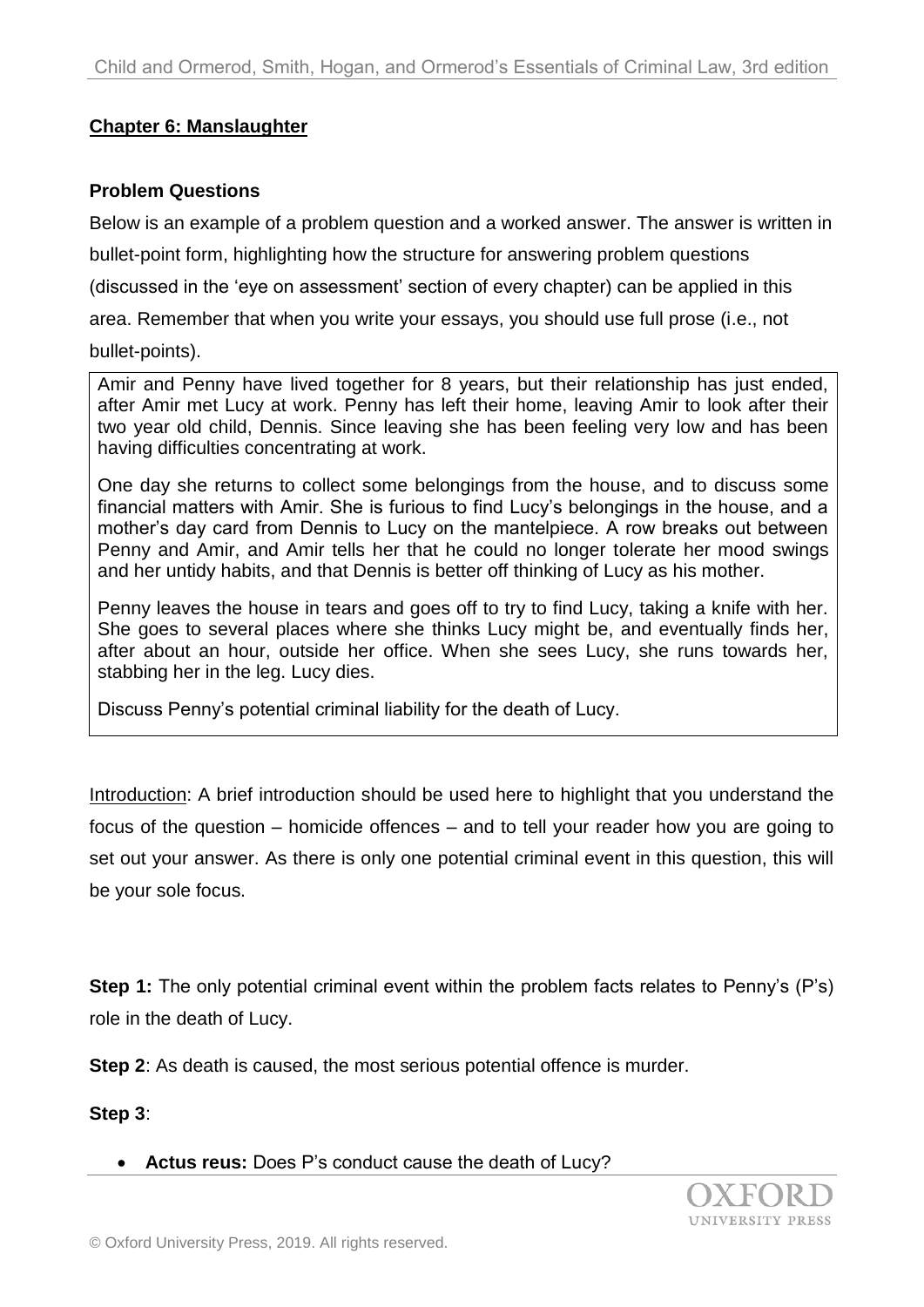**Chapter 6: Manslaughter**

**Problem Questions**

Below is an example of a problem question and a worked answer. The answer is written in bullet-point form, highlighting how the structure for answering problem questions (discussed in the 'eye on assessment' section of every chapter) can be applied in this area. Remember that when you write your essays, you should use full prose (i.e., not bullet-points).

> Amir and Penny have lived together for 8 years, but their relationship has just ended, after Amir met Lucy at work. Penny has left their home, leaving Amir to look after their two year old child, Dennis. Since leaving she has been feeling very low and has been having difficulties concentrating at work.
>
> One day she returns to collect some belongings from the house, and to discuss some financial matters with Amir. She is furious to find Lucy's belongings in the house, and a mother's day card from Dennis to Lucy on the mantelpiece. A row breaks out between Penny and Amir, and Amir tells her that he could no longer tolerate her mood swings and her untidy habits, and that Dennis is better off thinking of Lucy as his mother.
>
> Penny leaves the house in tears and goes off to try to find Lucy, taking a knife with her. She goes to several places where she thinks Lucy might be, and eventually finds her, after about an hour, outside her office. When she sees Lucy, she runs towards her, stabbing her in the leg. Lucy dies.
>
> Discuss Penny's potential criminal liability for the death of Lucy.

Introduction: A brief introduction should be used here to highlight that you understand the focus of the question – homicide offences – and to tell your reader how you are going to set out your answer. As there is only one potential criminal event in this question, this will be your sole focus.

**Step 1:** The only potential criminal event within the problem facts relates to Penny's (P's) role in the death of Lucy.

**Step 2**: As death is caused, the most serious potential offence is murder.

**Step 3**:

- **Actus reus:** Does P's conduct cause the death of Lucy?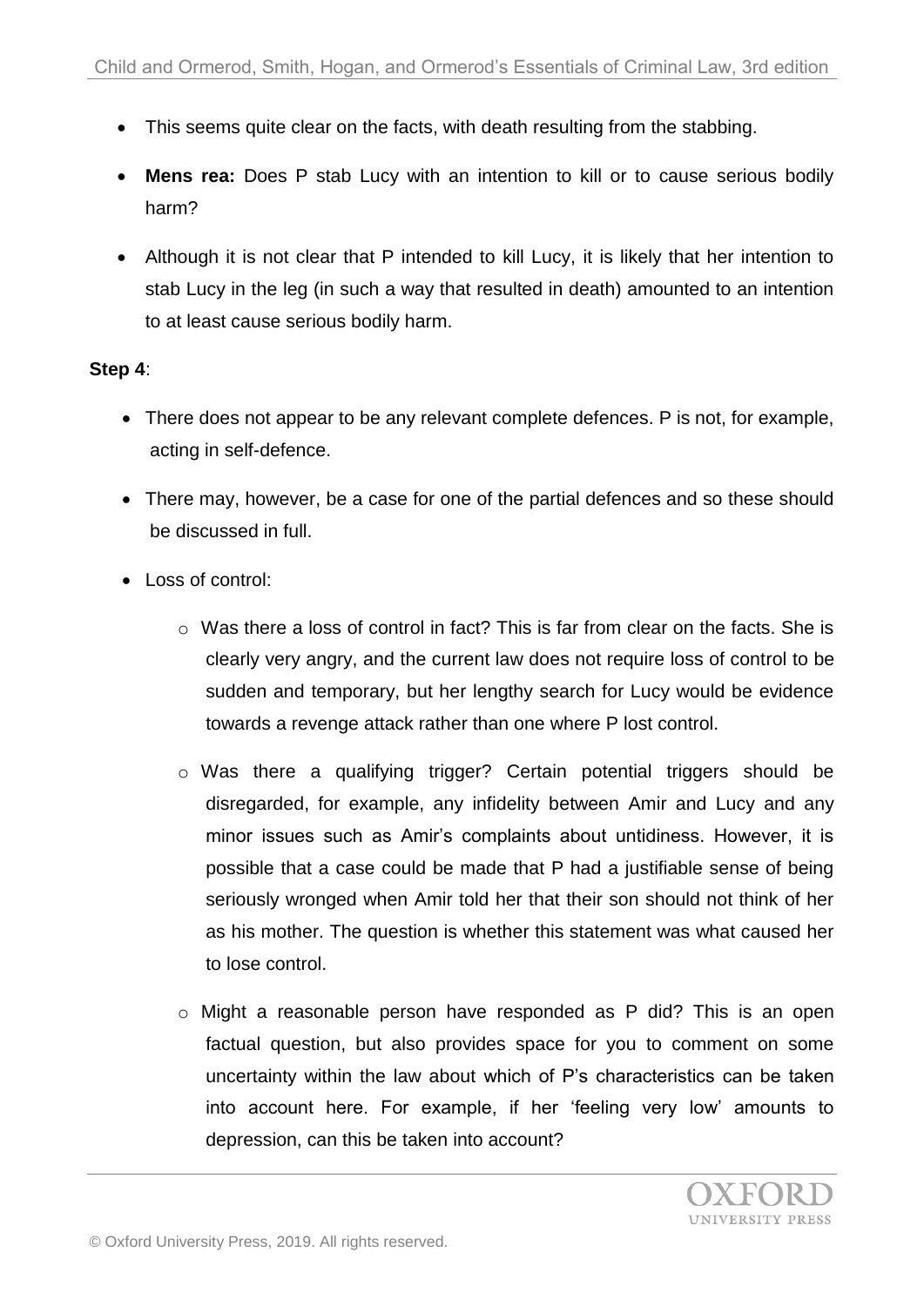- This seems quite clear on the facts, with death resulting from the stabbing.
- **Mens rea:** Does P stab Lucy with an intention to kill or to cause serious bodily harm?
- Although it is not clear that P intended to kill Lucy, it is likely that her intention to stab Lucy in the leg (in such a way that resulted in death) amounted to an intention to at least cause serious bodily harm.

**Step 4**:

- There does not appear to be any relevant complete defences. P is not, for example, acting in self-defence.
- There may, however, be a case for one of the partial defences and so these should be discussed in full.
- Loss of control:
    - Was there a loss of control in fact? This is far from clear on the facts. She is clearly very angry, and the current law does not require loss of control to be sudden and temporary, but her lengthy search for Lucy would be evidence towards a revenge attack rather than one where P lost control.
    - Was there a qualifying trigger? Certain potential triggers should be disregarded, for example, any infidelity between Amir and Lucy and any minor issues such as Amir's complaints about untidiness. However, it is possible that a case could be made that P had a justifiable sense of being seriously wronged when Amir told her that their son should not think of her as his mother. The question is whether this statement was what caused her to lose control.
    - Might a reasonable person have responded as P did? This is an open factual question, but also provides space for you to comment on some uncertainty within the law about which of P's characteristics can be taken into account here. For example, if her 'feeling very low' amounts to depression, can this be taken into account?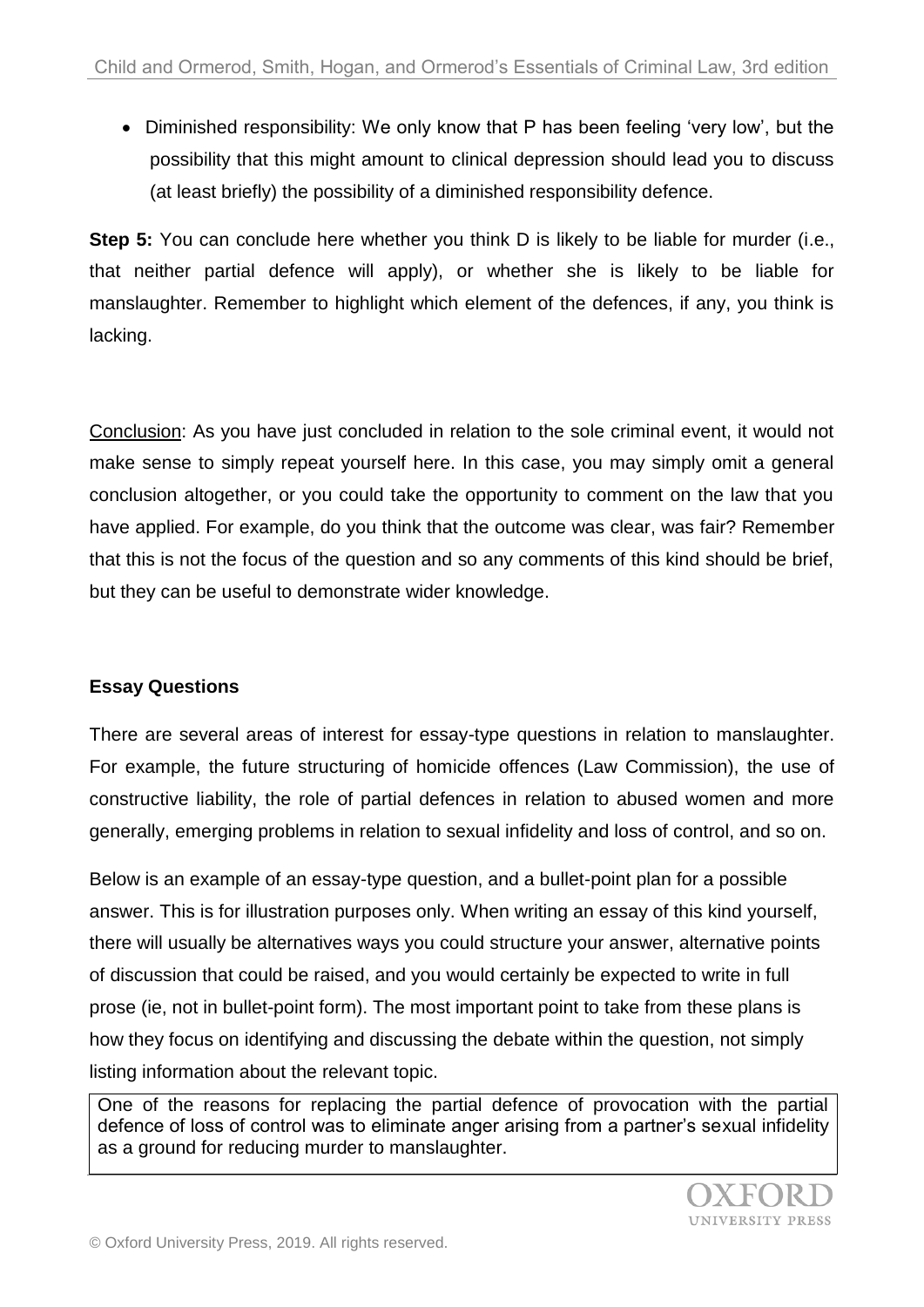- Diminished responsibility: We only know that P has been feeling 'very low', but the possibility that this might amount to clinical depression should lead you to discuss (at least briefly) the possibility of a diminished responsibility defence.

**Step 5:** You can conclude here whether you think D is likely to be liable for murder (i.e., that neither partial defence will apply), or whether she is likely to be liable for manslaughter. Remember to highlight which element of the defences, if any, you think is lacking.

<u>Conclusion</u>: As you have just concluded in relation to the sole criminal event, it would not make sense to simply repeat yourself here. In this case, you may simply omit a general conclusion altogether, or you could take the opportunity to comment on the law that you have applied. For example, do you think that the outcome was clear, was fair? Remember that this is not the focus of the question and so any comments of this kind should be brief, but they can be useful to demonstrate wider knowledge.

**Essay Questions**

There are several areas of interest for essay-type questions in relation to manslaughter. For example, the future structuring of homicide offences (Law Commission), the use of constructive liability, the role of partial defences in relation to abused women and more generally, emerging problems in relation to sexual infidelity and loss of control, and so on.

Below is an example of an essay-type question, and a bullet-point plan for a possible answer. This is for illustration purposes only. When writing an essay of this kind yourself, there will usually be alternatives ways you could structure your answer, alternative points of discussion that could be raised, and you would certainly be expected to write in full prose (ie, not in bullet-point form). The most important point to take from these plans is how they focus on identifying and discussing the debate within the question, not simply listing information about the relevant topic.

> One of the reasons for replacing the partial defence of provocation with the partial defence of loss of control was to eliminate anger arising from a partner's sexual infidelity as a ground for reducing murder to manslaughter.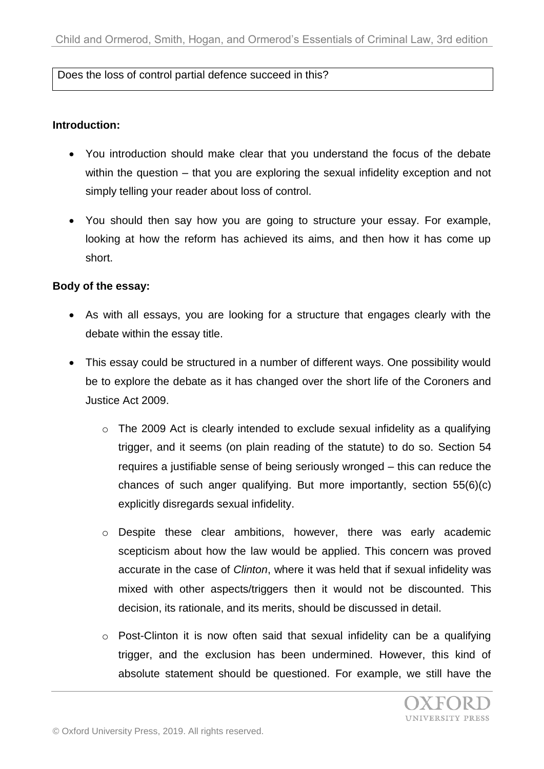Does the loss of control partial defence succeed in this?

**Introduction:**

- You introduction should make clear that you understand the focus of the debate within the question – that you are exploring the sexual infidelity exception and not simply telling your reader about loss of control.
- You should then say how you are going to structure your essay. For example, looking at how the reform has achieved its aims, and then how it has come up short.

**Body of the essay:**

- As with all essays, you are looking for a structure that engages clearly with the debate within the essay title.
- This essay could be structured in a number of different ways. One possibility would be to explore the debate as it has changed over the short life of the Coroners and Justice Act 2009.
    - The 2009 Act is clearly intended to exclude sexual infidelity as a qualifying trigger, and it seems (on plain reading of the statute) to do so. Section 54 requires a justifiable sense of being seriously wronged – this can reduce the chances of such anger qualifying. But more importantly, section 55(6)(c) explicitly disregards sexual infidelity.
    - Despite these clear ambitions, however, there was early academic scepticism about how the law would be applied. This concern was proved accurate in the case of *Clinton*, where it was held that if sexual infidelity was mixed with other aspects/triggers then it would not be discounted. This decision, its rationale, and its merits, should be discussed in detail.
    - Post-Clinton it is now often said that sexual infidelity can be a qualifying trigger, and the exclusion has been undermined. However, this kind of absolute statement should be questioned. For example, we still have the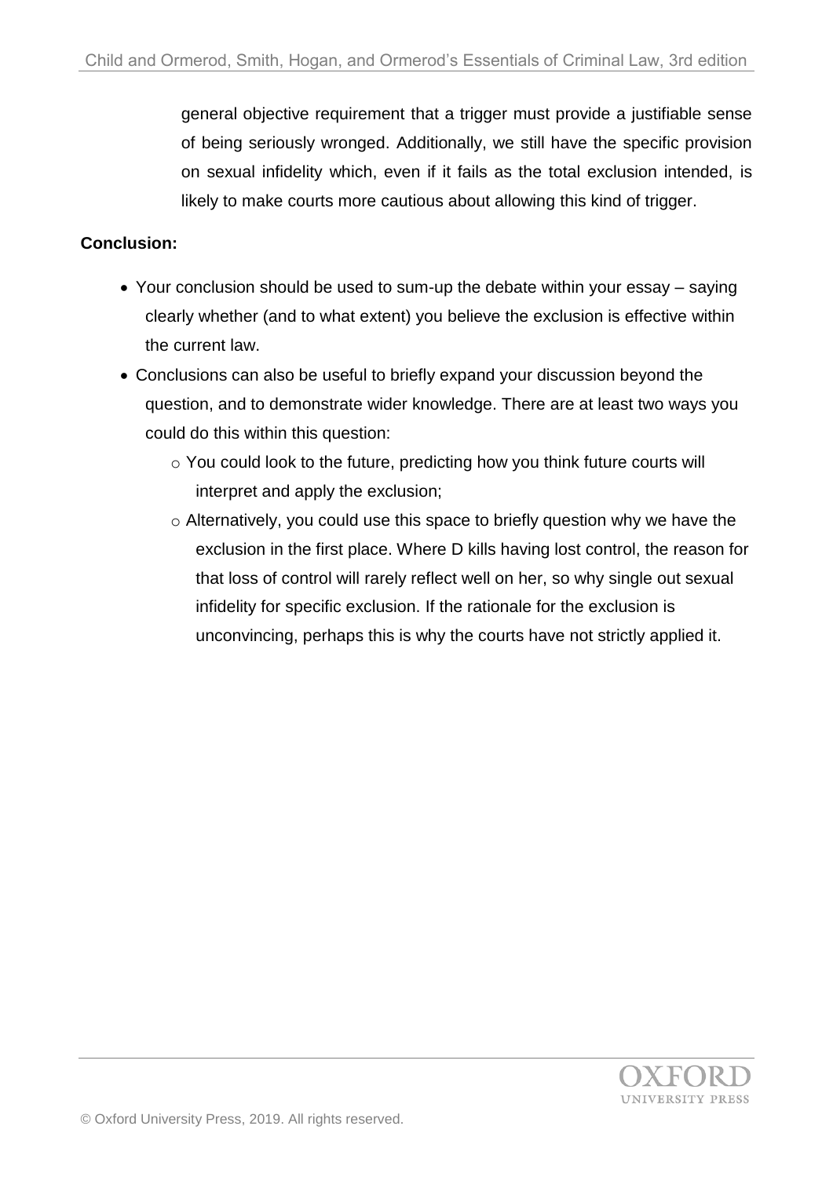general objective requirement that a trigger must provide a justifiable sense of being seriously wronged. Additionally, we still have the specific provision on sexual infidelity which, even if it fails as the total exclusion intended, is likely to make courts more cautious about allowing this kind of trigger.

**Conclusion:**

- Your conclusion should be used to sum-up the debate within your essay – saying clearly whether (and to what extent) you believe the exclusion is effective within the current law.
- Conclusions can also be useful to briefly expand your discussion beyond the question, and to demonstrate wider knowledge. There are at least two ways you could do this within this question:
  - You could look to the future, predicting how you think future courts will interpret and apply the exclusion;
  - Alternatively, you could use this space to briefly question why we have the exclusion in the first place. Where D kills having lost control, the reason for that loss of control will rarely reflect well on her, so why single out sexual infidelity for specific exclusion. If the rationale for the exclusion is unconvincing, perhaps this is why the courts have not strictly applied it.